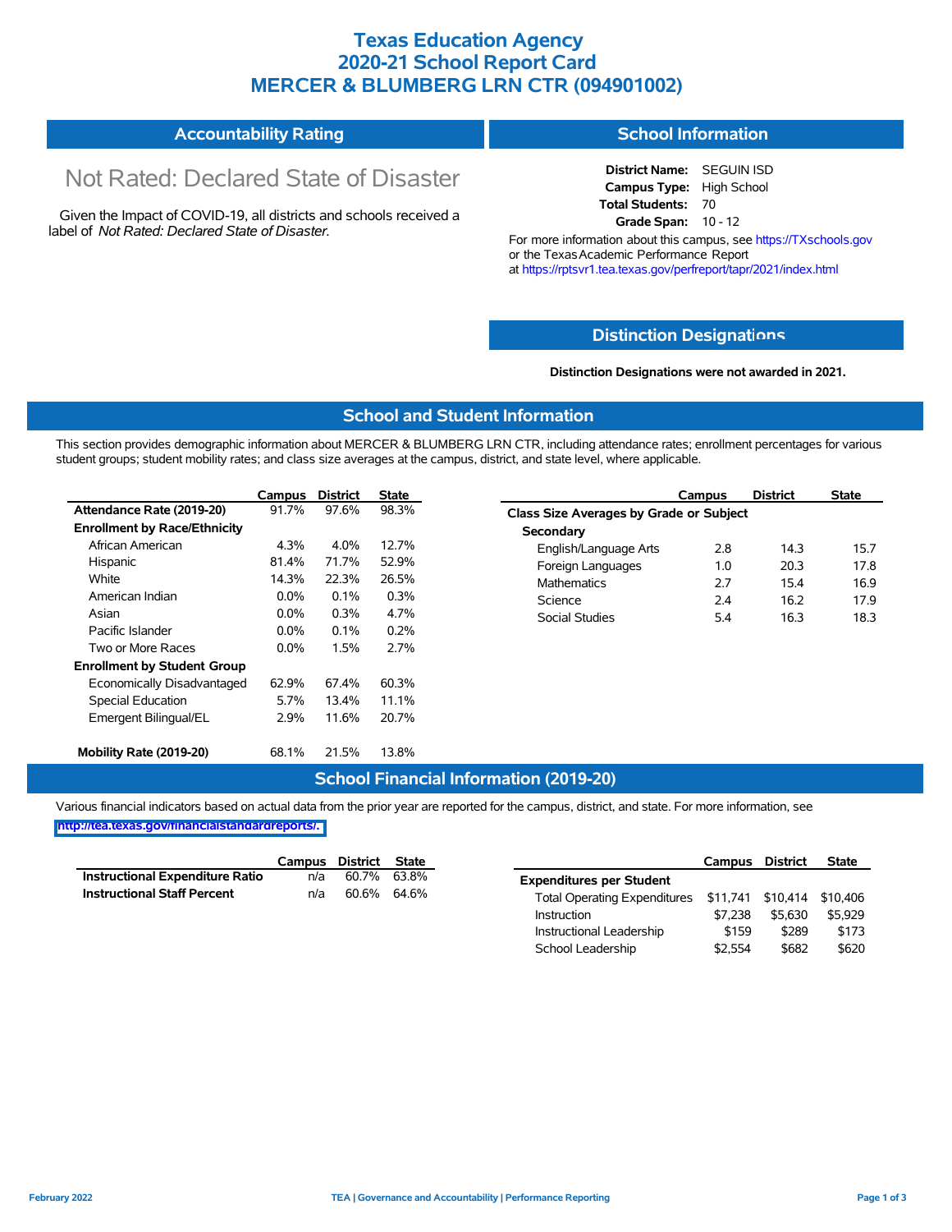# Texas Education Agency
# 2020-21 School Report Card
# MERCER & BLUMBERG LRN CTR (094901002)

## Accountability Rating

Not Rated: Declared State of Disaster

Given the Impact of COVID-19, all districts and schools received a label of *Not Rated: Declared State of Disaster*.

## School Information

**District Name:** SEGUIN ISD
**Campus Type:** High School
**Total Students:** 70
**Grade Span:** 10 - 12

For more information about this campus, see https://TXschools.gov or the Texas Academic Performance Report at https://rptsvr1.tea.texas.gov/perfreport/tapr/2021/index.html

## Distinction Designations

**Distinction Designations were not awarded in 2021.**

## School and Student Information

This section provides demographic information about MERCER & BLUMBERG LRN CTR, including attendance rates; enrollment percentages for various student groups; student mobility rates; and class size averages at the campus, district, and state level, where applicable.

| | Campus | District | State |
|---|---|---|---|
| **Attendance Rate (2019-20)** | 91.7% | 97.6% | 98.3% |
| **Enrollment by Race/Ethnicity** | | | |
| African American | 4.3% | 4.0% | 12.7% |
| Hispanic | 81.4% | 71.7% | 52.9% |
| White | 14.3% | 22.3% | 26.5% |
| American Indian | 0.0% | 0.1% | 0.3% |
| Asian | 0.0% | 0.3% | 4.7% |
| Pacific Islander | 0.0% | 0.1% | 0.2% |
| Two or More Races | 0.0% | 1.5% | 2.7% |
| **Enrollment by Student Group** | | | |
| Economically Disadvantaged | 62.9% | 67.4% | 60.3% |
| Special Education | 5.7% | 13.4% | 11.1% |
| Emergent Bilingual/EL | 2.9% | 11.6% | 20.7% |
| **Mobility Rate (2019-20)** | 68.1% | 21.5% | 13.8% |

| | Campus | District | State |
|---|---|---|---|
| **Class Size Averages by Grade or Subject** | | | |
| **Secondary** | | | |
| English/Language Arts | 2.8 | 14.3 | 15.7 |
| Foreign Languages | 1.0 | 20.3 | 17.8 |
| Mathematics | 2.7 | 15.4 | 16.9 |
| Science | 2.4 | 16.2 | 17.9 |
| Social Studies | 5.4 | 16.3 | 18.3 |

## School Financial Information (2019-20)

Various financial indicators based on actual data from the prior year are reported for the campus, district, and state. For more information, see http://tea.texas.gov/financialstandardreports/.

| | Campus | District | State |
|---|---|---|---|
| **Instructional Expenditure Ratio** | n/a | 60.7% | 63.8% |
| **Instructional Staff Percent** | n/a | 60.6% | 64.6% |

| | Campus | District | State |
|---|---|---|---|
| **Expenditures per Student** | | | |
| Total Operating Expenditures | $11,741 | $10,414 | $10,406 |
| Instruction | $7,238 | $5,630 | $5,929 |
| Instructional Leadership | $159 | $289 | $173 |
| School Leadership | $2,554 | $682 | $620 |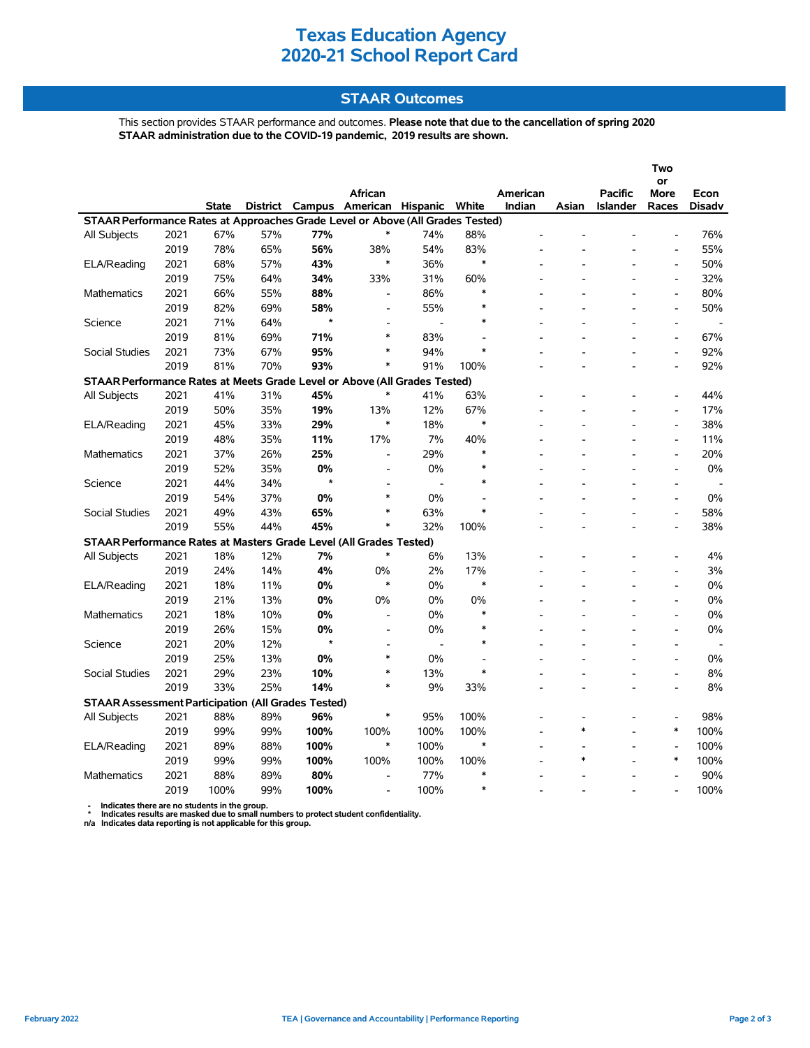# Texas Education Agency
# 2020-21 School Report Card

## STAAR Outcomes

This section provides STAAR performance and outcomes. **Please note that due to the cancellation of spring 2020 STAAR administration due to the COVID-19 pandemic, 2019 results are shown.**

| | | State | District | Campus | African American | Hispanic | White | American Indian | Asian | Pacific Islander | Two or More Races | Econ Disadv |
|---|---|---|---|---|---|---|---|---|---|---|---|---|
| **STAAR Performance Rates at Approaches Grade Level or Above (All Grades Tested)** | | | | | | | | | | | | |
| All Subjects | 2021 | 67% | 57% | **77%** | * | 74% | 88% | - | - | - | - | 76% |
| | 2019 | 78% | 65% | **56%** | 38% | 54% | 83% | - | - | - | - | 55% |
| ELA/Reading | 2021 | 68% | 57% | **43%** | * | 36% | * | - | - | - | - | 50% |
| | 2019 | 75% | 64% | **34%** | 33% | 31% | 60% | - | - | - | - | 32% |
| Mathematics | 2021 | 66% | 55% | **88%** | - | 86% | * | - | - | - | - | 80% |
| | 2019 | 82% | 69% | **58%** | - | 55% | * | - | - | - | - | 50% |
| Science | 2021 | 71% | 64% | * | - | - | * | - | - | - | - | - |
| | 2019 | 81% | 69% | **71%** | * | 83% | - | - | - | - | - | 67% |
| Social Studies | 2021 | 73% | 67% | **95%** | * | 94% | * | - | - | - | - | 92% |
| | 2019 | 81% | 70% | **93%** | * | 91% | 100% | - | - | - | - | 92% |
| **STAAR Performance Rates at Meets Grade Level or Above (All Grades Tested)** | | | | | | | | | | | | |
| All Subjects | 2021 | 41% | 31% | **45%** | * | 41% | 63% | - | - | - | - | 44% |
| | 2019 | 50% | 35% | **19%** | 13% | 12% | 67% | - | - | - | - | 17% |
| ELA/Reading | 2021 | 45% | 33% | **29%** | * | 18% | * | - | - | - | - | 38% |
| | 2019 | 48% | 35% | **11%** | 17% | 7% | 40% | - | - | - | - | 11% |
| Mathematics | 2021 | 37% | 26% | **25%** | - | 29% | * | - | - | - | - | 20% |
| | 2019 | 52% | 35% | **0%** | - | 0% | * | - | - | - | - | 0% |
| Science | 2021 | 44% | 34% | * | - | - | * | - | - | - | - | - |
| | 2019 | 54% | 37% | **0%** | * | 0% | - | - | - | - | - | 0% |
| Social Studies | 2021 | 49% | 43% | **65%** | * | 63% | * | - | - | - | - | 58% |
| | 2019 | 55% | 44% | **45%** | * | 32% | 100% | - | - | - | - | 38% |
| **STAAR Performance Rates at Masters Grade Level (All Grades Tested)** | | | | | | | | | | | | |
| All Subjects | 2021 | 18% | 12% | **7%** | * | 6% | 13% | - | - | - | - | 4% |
| | 2019 | 24% | 14% | **4%** | 0% | 2% | 17% | - | - | - | - | 3% |
| ELA/Reading | 2021 | 18% | 11% | **0%** | * | 0% | * | - | - | - | - | 0% |
| | 2019 | 21% | 13% | **0%** | 0% | 0% | 0% | - | - | - | - | 0% |
| Mathematics | 2021 | 18% | 10% | **0%** | - | 0% | * | - | - | - | - | 0% |
| | 2019 | 26% | 15% | **0%** | - | 0% | * | - | - | - | - | 0% |
| Science | 2021 | 20% | 12% | * | - | - | * | - | - | - | - | - |
| | 2019 | 25% | 13% | **0%** | * | 0% | - | - | - | - | - | 0% |
| Social Studies | 2021 | 29% | 23% | **10%** | * | 13% | * | - | - | - | - | 8% |
| | 2019 | 33% | 25% | **14%** | * | 9% | 33% | - | - | - | - | 8% |
| **STAAR Assessment Participation (All Grades Tested)** | | | | | | | | | | | | |
| All Subjects | 2021 | 88% | 89% | **96%** | * | 95% | 100% | - | - | - | - | 98% |
| | 2019 | 99% | 99% | **100%** | 100% | 100% | 100% | - | * | - | * | 100% |
| ELA/Reading | 2021 | 89% | 88% | **100%** | * | 100% | * | - | - | - | - | 100% |
| | 2019 | 99% | 99% | **100%** | 100% | 100% | 100% | - | * | - | * | 100% |
| Mathematics | 2021 | 88% | 89% | **80%** | - | 77% | * | - | - | - | - | 90% |
| | 2019 | 100% | 99% | **100%** | - | 100% | * | - | - | - | - | 100% |

- Indicates there are no students in the group.
\* Indicates results are masked due to small numbers to protect student confidentiality.
n/a Indicates data reporting is not applicable for this group.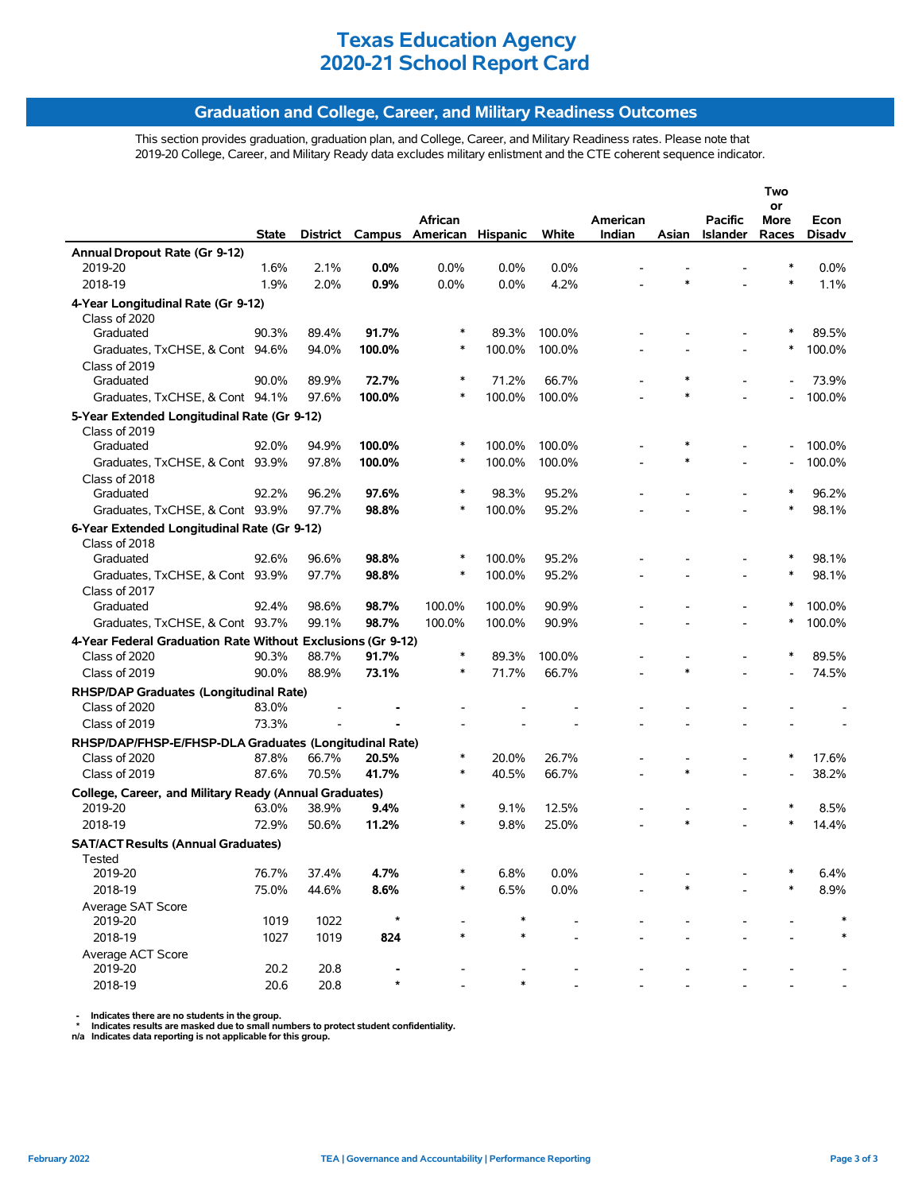# Texas Education Agency
# 2020-21 School Report Card

## Graduation and College, Career, and Military Readiness Outcomes

This section provides graduation, graduation plan, and College, Career, and Military Readiness rates. Please note that 2019-20 College, Career, and Military Ready data excludes military enlistment and the CTE coherent sequence indicator.

| | State | District | Campus | African American | Hispanic | White | American Indian | Asian | Pacific Islander | Two or More Races | Econ Disadv |
|---|---|---|---|---|---|---|---|---|---|---|---|
| **Annual Dropout Rate (Gr 9-12)** | | | | | | | | | | | |
| 2019-20 | 1.6% | 2.1% | **0.0%** | 0.0% | 0.0% | 0.0% | - | - | - | * | 0.0% |
| 2018-19 | 1.9% | 2.0% | **0.9%** | 0.0% | 0.0% | 4.2% | - | * | - | * | 1.1% |
| **4-Year Longitudinal Rate (Gr 9-12)** | | | | | | | | | | | |
| Class of 2020 | | | | | | | | | | | |
| Graduated | 90.3% | 89.4% | **91.7%** | * | 89.3% | 100.0% | - | - | - | * | 89.5% |
| Graduates, TxCHSE, & Cont | 94.6% | 94.0% | **100.0%** | * | 100.0% | 100.0% | - | - | - | * | 100.0% |
| Class of 2019 | | | | | | | | | | | |
| Graduated | 90.0% | 89.9% | **72.7%** | * | 71.2% | 66.7% | - | * | - | - | 73.9% |
| Graduates, TxCHSE, & Cont | 94.1% | 97.6% | **100.0%** | * | 100.0% | 100.0% | - | * | - | - | 100.0% |
| **5-Year Extended Longitudinal Rate (Gr 9-12)** | | | | | | | | | | | |
| Class of 2019 | | | | | | | | | | | |
| Graduated | 92.0% | 94.9% | **100.0%** | * | 100.0% | 100.0% | - | * | - | - | 100.0% |
| Graduates, TxCHSE, & Cont | 93.9% | 97.8% | **100.0%** | * | 100.0% | 100.0% | - | * | - | - | 100.0% |
| Class of 2018 | | | | | | | | | | | |
| Graduated | 92.2% | 96.2% | **97.6%** | * | 98.3% | 95.2% | - | - | - | * | 96.2% |
| Graduates, TxCHSE, & Cont | 93.9% | 97.7% | **98.8%** | * | 100.0% | 95.2% | - | - | - | * | 98.1% |
| **6-Year Extended Longitudinal Rate (Gr 9-12)** | | | | | | | | | | | |
| Class of 2018 | | | | | | | | | | | |
| Graduated | 92.6% | 96.6% | **98.8%** | * | 100.0% | 95.2% | - | - | - | * | 98.1% |
| Graduates, TxCHSE, & Cont | 93.9% | 97.7% | **98.8%** | * | 100.0% | 95.2% | - | - | - | * | 98.1% |
| Class of 2017 | | | | | | | | | | | |
| Graduated | 92.4% | 98.6% | **98.7%** | 100.0% | 100.0% | 90.9% | - | - | - | * | 100.0% |
| Graduates, TxCHSE, & Cont | 93.7% | 99.1% | **98.7%** | 100.0% | 100.0% | 90.9% | - | - | - | * | 100.0% |
| **4-Year Federal Graduation Rate Without Exclusions (Gr 9-12)** | | | | | | | | | | | |
| Class of 2020 | 90.3% | 88.7% | **91.7%** | * | 89.3% | 100.0% | - | - | - | * | 89.5% |
| Class of 2019 | 90.0% | 88.9% | **73.1%** | * | 71.7% | 66.7% | - | * | - | - | 74.5% |
| **RHSP/DAP Graduates (Longitudinal Rate)** | | | | | | | | | | | |
| Class of 2020 | 83.0% | - | **-** | - | - | - | - | - | - | - | - |
| Class of 2019 | 73.3% | - | **-** | - | - | - | - | - | - | - | - |
| **RHSP/DAP/FHSP-E/FHSP-DLA Graduates (Longitudinal Rate)** | | | | | | | | | | | |
| Class of 2020 | 87.8% | 66.7% | **20.5%** | * | 20.0% | 26.7% | - | - | - | * | 17.6% |
| Class of 2019 | 87.6% | 70.5% | **41.7%** | * | 40.5% | 66.7% | - | * | - | - | 38.2% |
| **College, Career, and Military Ready (Annual Graduates)** | | | | | | | | | | | |
| 2019-20 | 63.0% | 38.9% | **9.4%** | * | 9.1% | 12.5% | - | - | - | * | 8.5% |
| 2018-19 | 72.9% | 50.6% | **11.2%** | * | 9.8% | 25.0% | - | * | - | * | 14.4% |
| **SAT/ACT Results (Annual Graduates)** | | | | | | | | | | | |
| Tested | | | | | | | | | | | |
| 2019-20 | 76.7% | 37.4% | **4.7%** | * | 6.8% | 0.0% | - | - | - | * | 6.4% |
| 2018-19 | 75.0% | 44.6% | **8.6%** | * | 6.5% | 0.0% | - | * | - | * | 8.9% |
| Average SAT Score | | | | | | | | | | | |
| 2019-20 | 1019 | 1022 | ***** | - | * | - | - | - | - | - | * |
| 2018-19 | 1027 | 1019 | **824** | * | * | - | - | - | - | - | * |
| Average ACT Score | | | | | | | | | | | |
| 2019-20 | 20.2 | 20.8 | **-** | - | - | - | - | - | - | - | - |
| 2018-19 | 20.6 | 20.8 | ***** | - | * | - | - | - | - | - | - |

**-** Indicates there are no students in the group.
**\*** Indicates results are masked due to small numbers to protect student confidentiality.
**n/a** Indicates data reporting is not applicable for this group.